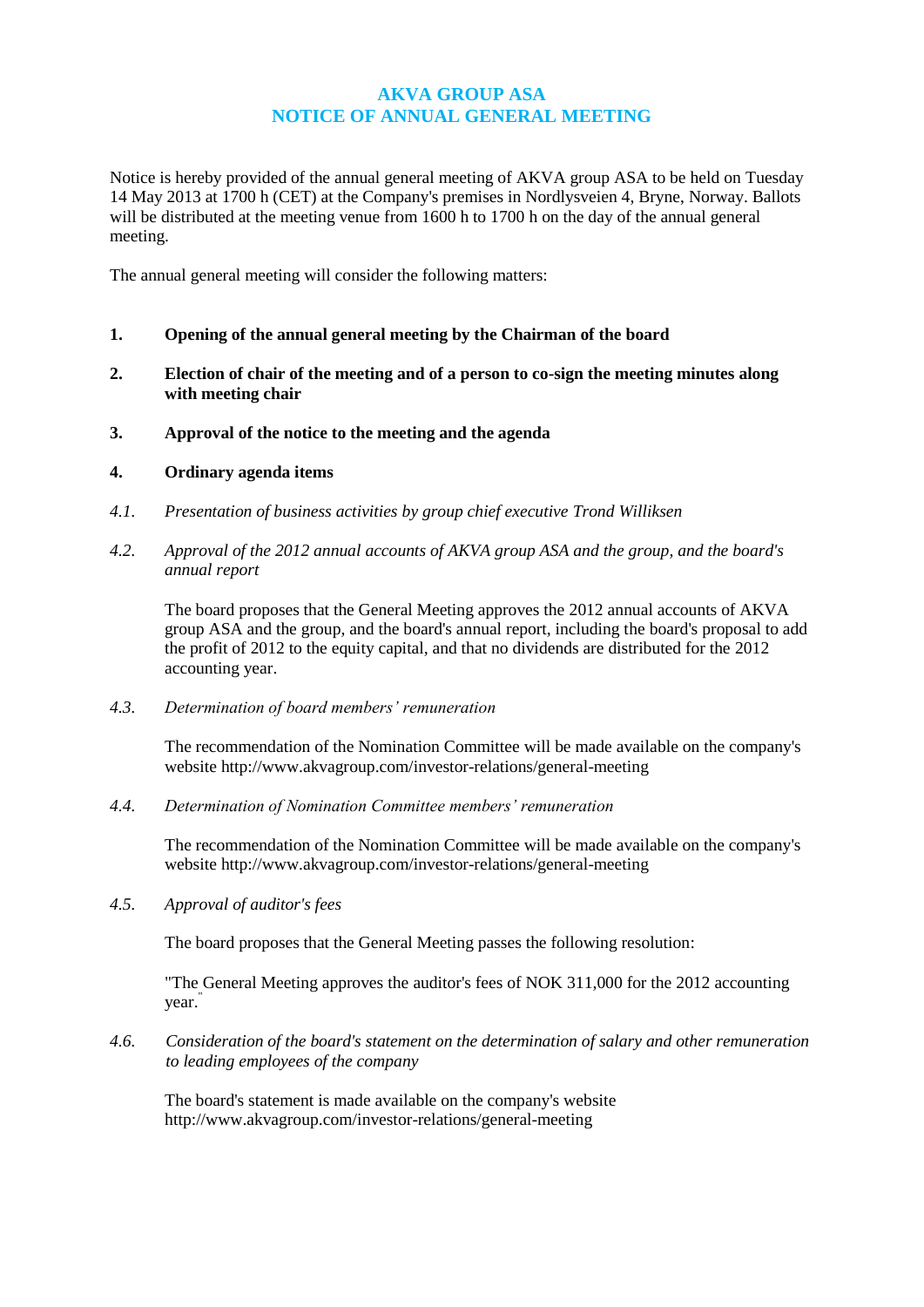# AKVA GROUP ASA
# NOTICE OF ANNUAL GENERAL MEETING

Notice is hereby provided of the annual general meeting of AKVA group ASA to be held on Tuesday 14 May 2013 at 1700 h (CET) at the Company's premises in Nordlysveien 4, Bryne, Norway. Ballots will be distributed at the meeting venue from 1600 h to 1700 h on the day of the annual general meeting.

The annual general meeting will consider the following matters:

**1. Opening of the annual general meeting by the Chairman of the board**

**2. Election of chair of the meeting and of a person to co-sign the meeting minutes along with meeting chair**

**3. Approval of the notice to the meeting and the agenda**

**4. Ordinary agenda items**

*4.1. Presentation of business activities by group chief executive Trond Williksen*

*4.2. Approval of the 2012 annual accounts of AKVA group ASA and the group, and the board's annual report*

The board proposes that the General Meeting approves the 2012 annual accounts of AKVA group ASA and the group, and the board's annual report, including the board's proposal to add the profit of 2012 to the equity capital, and that no dividends are distributed for the 2012 accounting year.

*4.3. Determination of board members' remuneration*

The recommendation of the Nomination Committee will be made available on the company's website http://www.akvagroup.com/investor-relations/general-meeting

*4.4. Determination of Nomination Committee members' remuneration*

The recommendation of the Nomination Committee will be made available on the company's website http://www.akvagroup.com/investor-relations/general-meeting

*4.5. Approval of auditor's fees*

The board proposes that the General Meeting passes the following resolution:

"The General Meeting approves the auditor's fees of NOK 311,000 for the 2012 accounting year."

*4.6. Consideration of the board's statement on the determination of salary and other remuneration to leading employees of the company*

The board's statement is made available on the company's website http://www.akvagroup.com/investor-relations/general-meeting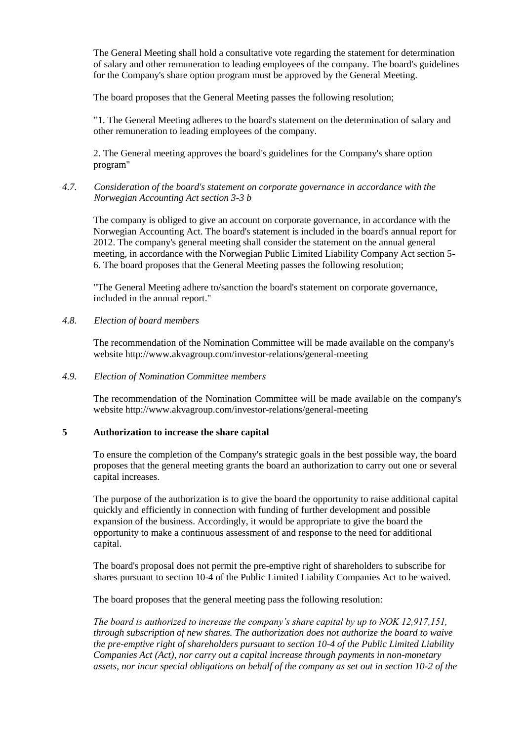The General Meeting shall hold a consultative vote regarding the statement for determination of salary and other remuneration to leading employees of the company. The board's guidelines for the Company's share option program must be approved by the General Meeting.

The board proposes that the General Meeting passes the following resolution;

"1. The General Meeting adheres to the board's statement on the determination of salary and other remuneration to leading employees of the company.

2. The General meeting approves the board's guidelines for the Company's share option program"

*4.7. Consideration of the board's statement on corporate governance in accordance with the Norwegian Accounting Act section 3-3 b*

The company is obliged to give an account on corporate governance, in accordance with the Norwegian Accounting Act. The board's statement is included in the board's annual report for 2012. The company's general meeting shall consider the statement on the annual general meeting, in accordance with the Norwegian Public Limited Liability Company Act section 5-6. The board proposes that the General Meeting passes the following resolution;

"The General Meeting adhere to/sanction the board's statement on corporate governance, included in the annual report."

*4.8. Election of board members*

The recommendation of the Nomination Committee will be made available on the company's website http://www.akvagroup.com/investor-relations/general-meeting

*4.9. Election of Nomination Committee members*

The recommendation of the Nomination Committee will be made available on the company's website http://www.akvagroup.com/investor-relations/general-meeting

## 5 Authorization to increase the share capital

To ensure the completion of the Company's strategic goals in the best possible way, the board proposes that the general meeting grants the board an authorization to carry out one or several capital increases.

The purpose of the authorization is to give the board the opportunity to raise additional capital quickly and efficiently in connection with funding of further development and possible expansion of the business. Accordingly, it would be appropriate to give the board the opportunity to make a continuous assessment of and response to the need for additional capital.

The board's proposal does not permit the pre-emptive right of shareholders to subscribe for shares pursuant to section 10-4 of the Public Limited Liability Companies Act to be waived.

The board proposes that the general meeting pass the following resolution:

*The board is authorized to increase the company's share capital by up to NOK 12,917,151, through subscription of new shares. The authorization does not authorize the board to waive the pre-emptive right of shareholders pursuant to section 10-4 of the Public Limited Liability Companies Act (Act), nor carry out a capital increase through payments in non-monetary assets, nor incur special obligations on behalf of the company as set out in section 10-2 of the*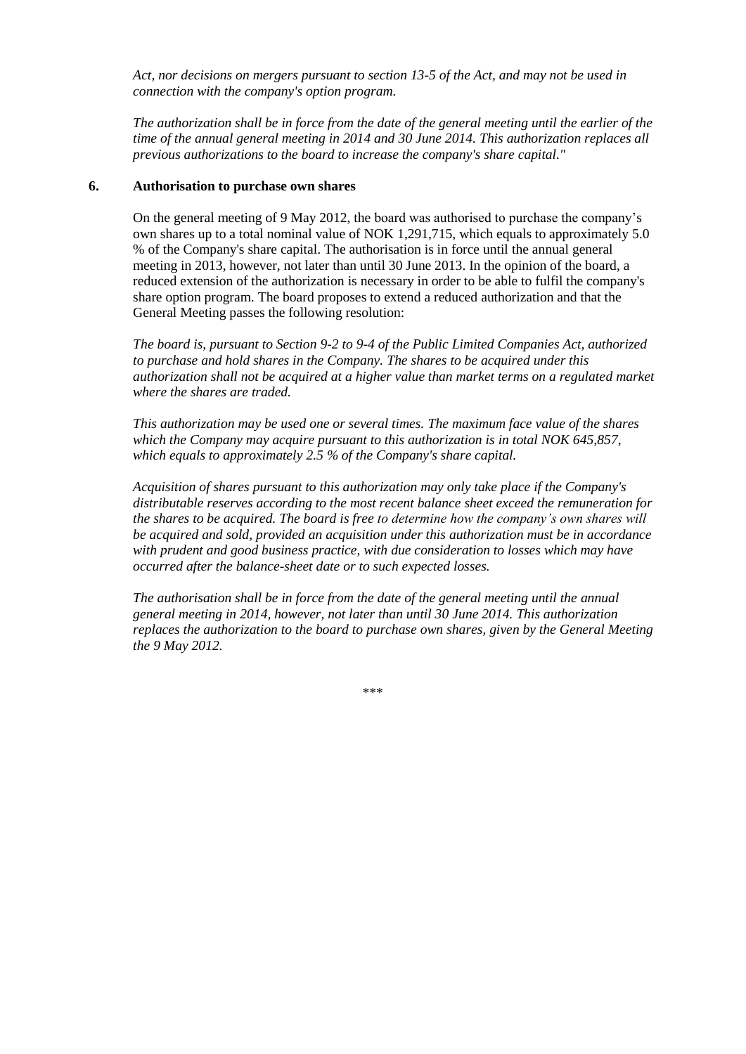*Act, nor decisions on mergers pursuant to section 13-5 of the Act, and may not be used in connection with the company's option program.*

*The authorization shall be in force from the date of the general meeting until the earlier of the time of the annual general meeting in 2014 and 30 June 2014. This authorization replaces all previous authorizations to the board to increase the company's share capital."*

## 6. Authorisation to purchase own shares

On the general meeting of 9 May 2012, the board was authorised to purchase the company's own shares up to a total nominal value of NOK 1,291,715, which equals to approximately 5.0 % of the Company's share capital. The authorisation is in force until the annual general meeting in 2013, however, not later than until 30 June 2013. In the opinion of the board, a reduced extension of the authorization is necessary in order to be able to fulfil the company's share option program. The board proposes to extend a reduced authorization and that the General Meeting passes the following resolution:

*The board is, pursuant to Section 9-2 to 9-4 of the Public Limited Companies Act, authorized to purchase and hold shares in the Company. The shares to be acquired under this authorization shall not be acquired at a higher value than market terms on a regulated market where the shares are traded.*

*This authorization may be used one or several times. The maximum face value of the shares which the Company may acquire pursuant to this authorization is in total NOK 645,857, which equals to approximately 2.5 % of the Company's share capital.*

*Acquisition of shares pursuant to this authorization may only take place if the Company's distributable reserves according to the most recent balance sheet exceed the remuneration for the shares to be acquired. The board is free to determine how the company's own shares will be acquired and sold, provided an acquisition under this authorization must be in accordance with prudent and good business practice, with due consideration to losses which may have occurred after the balance-sheet date or to such expected losses.*

*The authorisation shall be in force from the date of the general meeting until the annual general meeting in 2014, however, not later than until 30 June 2014. This authorization replaces the authorization to the board to purchase own shares, given by the General Meeting the 9 May 2012.*

***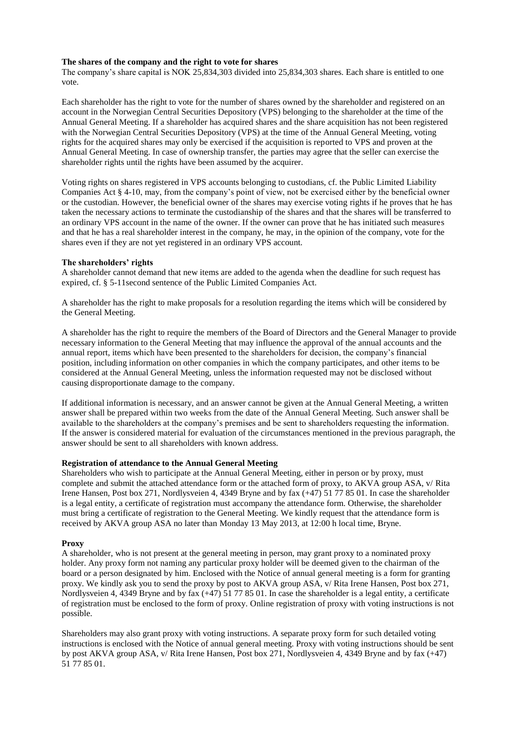**The shares of the company and the right to vote for shares**

The company's share capital is NOK 25,834,303 divided into 25,834,303 shares. Each share is entitled to one vote.

Each shareholder has the right to vote for the number of shares owned by the shareholder and registered on an account in the Norwegian Central Securities Depository (VPS) belonging to the shareholder at the time of the Annual General Meeting. If a shareholder has acquired shares and the share acquisition has not been registered with the Norwegian Central Securities Depository (VPS) at the time of the Annual General Meeting, voting rights for the acquired shares may only be exercised if the acquisition is reported to VPS and proven at the Annual General Meeting. In case of ownership transfer, the parties may agree that the seller can exercise the shareholder rights until the rights have been assumed by the acquirer.

Voting rights on shares registered in VPS accounts belonging to custodians, cf. the Public Limited Liability Companies Act § 4-10, may, from the company's point of view, not be exercised either by the beneficial owner or the custodian. However, the beneficial owner of the shares may exercise voting rights if he proves that he has taken the necessary actions to terminate the custodianship of the shares and that the shares will be transferred to an ordinary VPS account in the name of the owner. If the owner can prove that he has initiated such measures and that he has a real shareholder interest in the company, he may, in the opinion of the company, vote for the shares even if they are not yet registered in an ordinary VPS account.

**The shareholders' rights**

A shareholder cannot demand that new items are added to the agenda when the deadline for such request has expired, cf. § 5-11second sentence of the Public Limited Companies Act.

A shareholder has the right to make proposals for a resolution regarding the items which will be considered by the General Meeting.

A shareholder has the right to require the members of the Board of Directors and the General Manager to provide necessary information to the General Meeting that may influence the approval of the annual accounts and the annual report, items which have been presented to the shareholders for decision, the company's financial position, including information on other companies in which the company participates, and other items to be considered at the Annual General Meeting, unless the information requested may not be disclosed without causing disproportionate damage to the company.

If additional information is necessary, and an answer cannot be given at the Annual General Meeting, a written answer shall be prepared within two weeks from the date of the Annual General Meeting. Such answer shall be available to the shareholders at the company's premises and be sent to shareholders requesting the information. If the answer is considered material for evaluation of the circumstances mentioned in the previous paragraph, the answer should be sent to all shareholders with known address.

**Registration of attendance to the Annual General Meeting**

Shareholders who wish to participate at the Annual General Meeting, either in person or by proxy, must complete and submit the attached attendance form or the attached form of proxy, to AKVA group ASA, v/ Rita Irene Hansen, Post box 271, Nordlysveien 4, 4349 Bryne and by fax (+47) 51 77 85 01. In case the shareholder is a legal entity, a certificate of registration must accompany the attendance form. Otherwise, the shareholder must bring a certificate of registration to the General Meeting. We kindly request that the attendance form is received by AKVA group ASA no later than Monday 13 May 2013, at 12:00 h local time, Bryne.

**Proxy**

A shareholder, who is not present at the general meeting in person, may grant proxy to a nominated proxy holder. Any proxy form not naming any particular proxy holder will be deemed given to the chairman of the board or a person designated by him. Enclosed with the Notice of annual general meeting is a form for granting proxy. We kindly ask you to send the proxy by post to AKVA group ASA, v/ Rita Irene Hansen, Post box 271, Nordlysveien 4, 4349 Bryne and by fax (+47) 51 77 85 01. In case the shareholder is a legal entity, a certificate of registration must be enclosed to the form of proxy. Online registration of proxy with voting instructions is not possible.

Shareholders may also grant proxy with voting instructions. A separate proxy form for such detailed voting instructions is enclosed with the Notice of annual general meeting. Proxy with voting instructions should be sent by post AKVA group ASA, v/ Rita Irene Hansen, Post box 271, Nordlysveien 4, 4349 Bryne and by fax (+47) 51 77 85 01.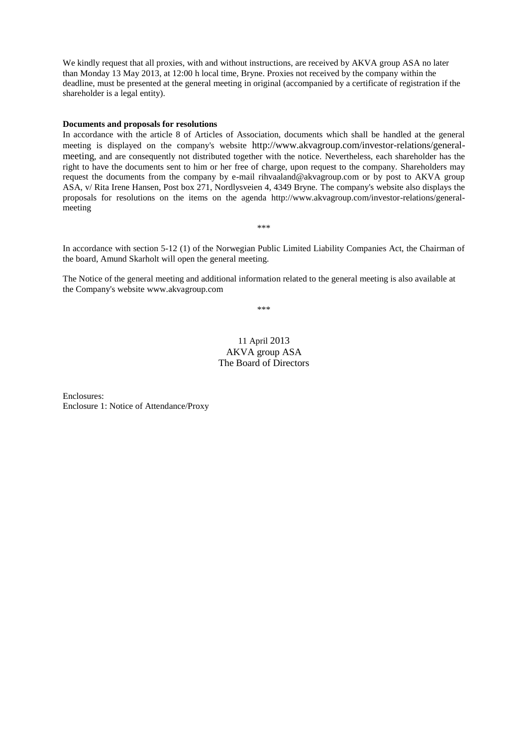We kindly request that all proxies, with and without instructions, are received by AKVA group ASA no later than Monday 13 May 2013, at 12:00 h local time, Bryne. Proxies not received by the company within the deadline, must be presented at the general meeting in original (accompanied by a certificate of registration if the shareholder is a legal entity).

**Documents and proposals for resolutions**

In accordance with the article 8 of Articles of Association, documents which shall be handled at the general meeting is displayed on the company's website http://www.akvagroup.com/investor-relations/general-meeting, and are consequently not distributed together with the notice. Nevertheless, each shareholder has the right to have the documents sent to him or her free of charge, upon request to the company. Shareholders may request the documents from the company by e-mail rihvaaland@akvagroup.com or by post to AKVA group ASA, v/ Rita Irene Hansen, Post box 271, Nordlysveien 4, 4349 Bryne. The company's website also displays the proposals for resolutions on the items on the agenda http://www.akvagroup.com/investor-relations/general-meeting

\*\*\*

In accordance with section 5-12 (1) of the Norwegian Public Limited Liability Companies Act, the Chairman of the board, Amund Skarholt will open the general meeting.

The Notice of the general meeting and additional information related to the general meeting is also available at the Company's website www.akvagroup.com

\*\*\*

11 April 2013
AKVA group ASA
The Board of Directors

Enclosures:
Enclosure 1: Notice of Attendance/Proxy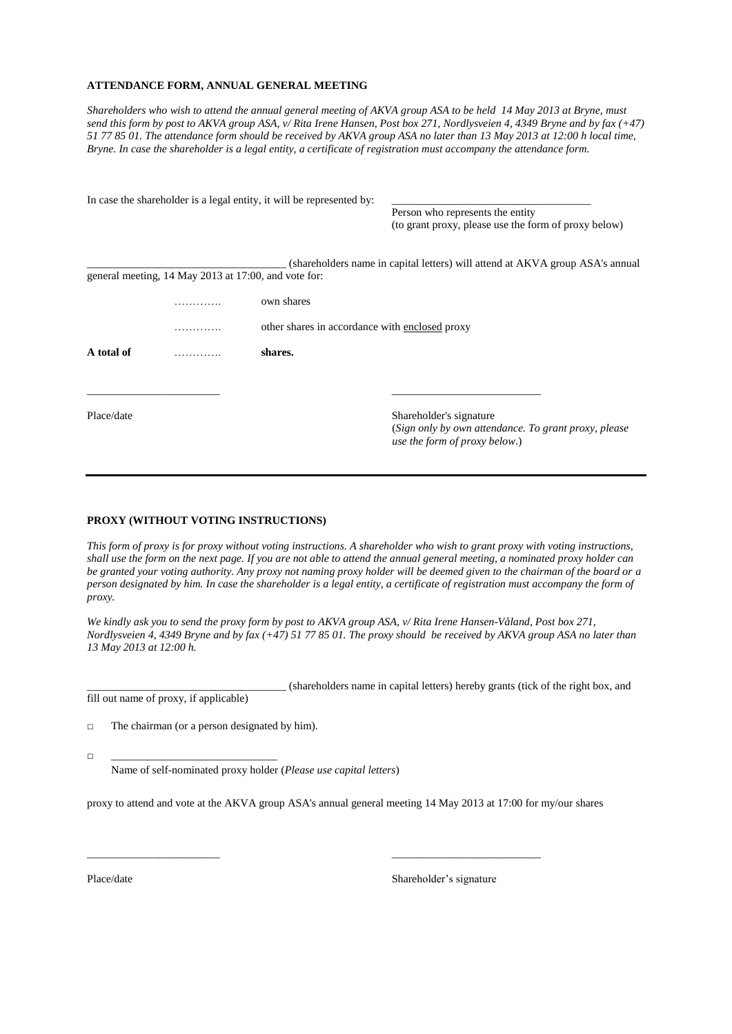**ATTENDANCE FORM, ANNUAL GENERAL MEETING**

*Shareholders who wish to attend the annual general meeting of AKVA group ASA to be held 14 May 2013 at Bryne, must send this form by post to AKVA group ASA, v/ Rita Irene Hansen, Post box 271, Nordlysveien 4, 4349 Bryne and by fax (+47) 51 77 85 01. The attendance form should be received by AKVA group ASA no later than 13 May 2013 at 12:00 h local time, Bryne. In case the shareholder is a legal entity, a certificate of registration must accompany the attendance form.*

In case the shareholder is a legal entity, it will be represented by: ____________________________________

Person who represents the entity
(to grant proxy, please use the form of proxy below)

____________________________________ (shareholders name in capital letters) will attend at AKVA group ASA's annual general meeting, 14 May 2013 at 17:00, and vote for:

| | | |
|---|---|---|
| | …………. | own shares |
| | …………. | other shares in accordance with <u>enclosed</u> proxy |
| **A total of** | …………. | **shares.** |

________________________ ___________________________

Place/date

Shareholder's signature
(*Sign only by own attendance. To grant proxy, please use the form of proxy below*.)

---

**PROXY (WITHOUT VOTING INSTRUCTIONS)**

*This form of proxy is for proxy without voting instructions. A shareholder who wish to grant proxy with voting instructions, shall use the form on the next page. If you are not able to attend the annual general meeting, a nominated proxy holder can be granted your voting authority. Any proxy not naming proxy holder will be deemed given to the chairman of the board or a person designated by him. In case the shareholder is a legal entity, a certificate of registration must accompany the form of proxy.*

*We kindly ask you to send the proxy form by post to AKVA group ASA, v/ Rita Irene Hansen-Våland, Post box 271, Nordlysveien 4, 4349 Bryne and by fax (+47) 51 77 85 01. The proxy should be received by AKVA group ASA no later than 13 May 2013 at 12:00 h.*

____________________________________ (shareholders name in capital letters) hereby grants (tick of the right box, and fill out name of proxy, if applicable)

□ The chairman (or a person designated by him).

□ ______________________________
Name of self-nominated proxy holder (*Please use capital letters*)

proxy to attend and vote at the AKVA group ASA's annual general meeting 14 May 2013 at 17:00 for my/our shares

________________________ ___________________________

Place/date

Shareholder's signature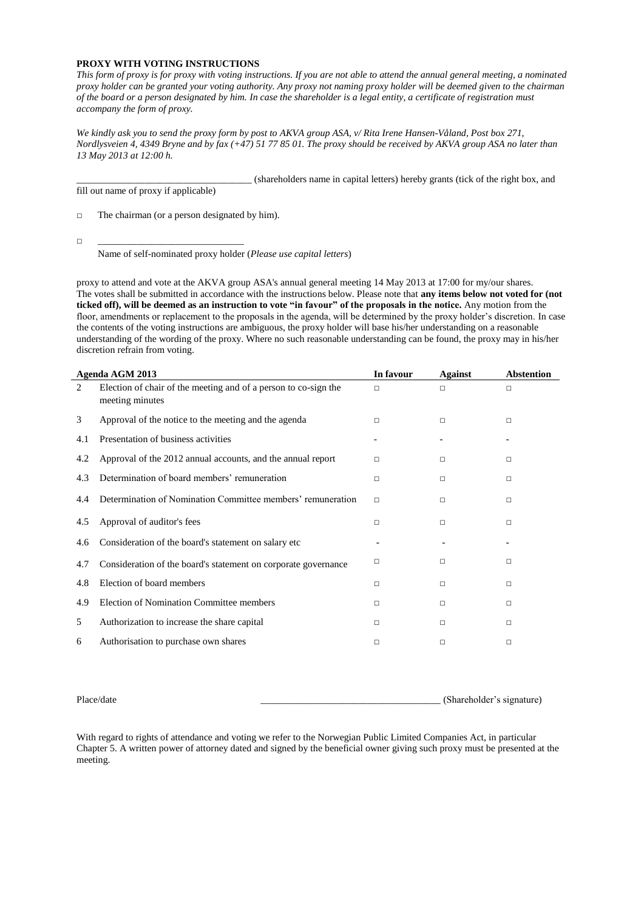**PROXY WITH VOTING INSTRUCTIONS**

*This form of proxy is for proxy with voting instructions. If you are not able to attend the annual general meeting, a nominated proxy holder can be granted your voting authority. Any proxy not naming proxy holder will be deemed given to the chairman of the board or a person designated by him. In case the shareholder is a legal entity, a certificate of registration must accompany the form of proxy.*

*We kindly ask you to send the proxy form by post to AKVA group ASA, v/ Rita Irene Hansen-Våland, Post box 271, Nordlysveien 4, 4349 Bryne and by fax (+47) 51 77 85 01. The proxy should be received by AKVA group ASA no later than 13 May 2013 at 12:00 h.*

___________________________________ (shareholders name in capital letters) hereby grants (tick of the right box, and fill out name of proxy if applicable)

□ The chairman (or a person designated by him).

□ ______________________________
Name of self-nominated proxy holder (*Please use capital letters*)

proxy to attend and vote at the AKVA group ASA's annual general meeting 14 May 2013 at 17:00 for my/our shares. The votes shall be submitted in accordance with the instructions below. Please note that **any items below not voted for (not ticked off), will be deemed as an instruction to vote "in favour" of the proposals in the notice.** Any motion from the floor, amendments or replacement to the proposals in the agenda, will be determined by the proxy holder's discretion. In case the contents of the voting instructions are ambiguous, the proxy holder will base his/her understanding on a reasonable understanding of the wording of the proxy. Where no such reasonable understanding can be found, the proxy may in his/her discretion refrain from voting.

| Agenda AGM 2013 | | In favour | Against | Abstention |
|---|---|---|---|---|
| 2 | Election of chair of the meeting and of a person to co-sign the meeting minutes | □ | □ | □ |
| 3 | Approval of the notice to the meeting and the agenda | □ | □ | □ |
| 4.1 | Presentation of business activities | - | - | - |
| 4.2 | Approval of the 2012 annual accounts, and the annual report | □ | □ | □ |
| 4.3 | Determination of board members' remuneration | □ | □ | □ |
| 4.4 | Determination of Nomination Committee members' remuneration | □ | □ | □ |
| 4.5 | Approval of auditor's fees | □ | □ | □ |
| 4.6 | Consideration of the board's statement on salary etc | - | - | - |
| 4.7 | Consideration of the board's statement on corporate governance | □ | □ | □ |
| 4.8 | Election of board members | □ | □ | □ |
| 4.9 | Election of Nomination Committee members | □ | □ | □ |
| 5 | Authorization to increase the share capital | □ | □ | □ |
| 6 | Authorisation to purchase own shares | □ | □ | □ |

Place/date ____________________________________ (Shareholder's signature)

With regard to rights of attendance and voting we refer to the Norwegian Public Limited Companies Act, in particular Chapter 5. A written power of attorney dated and signed by the beneficial owner giving such proxy must be presented at the meeting.